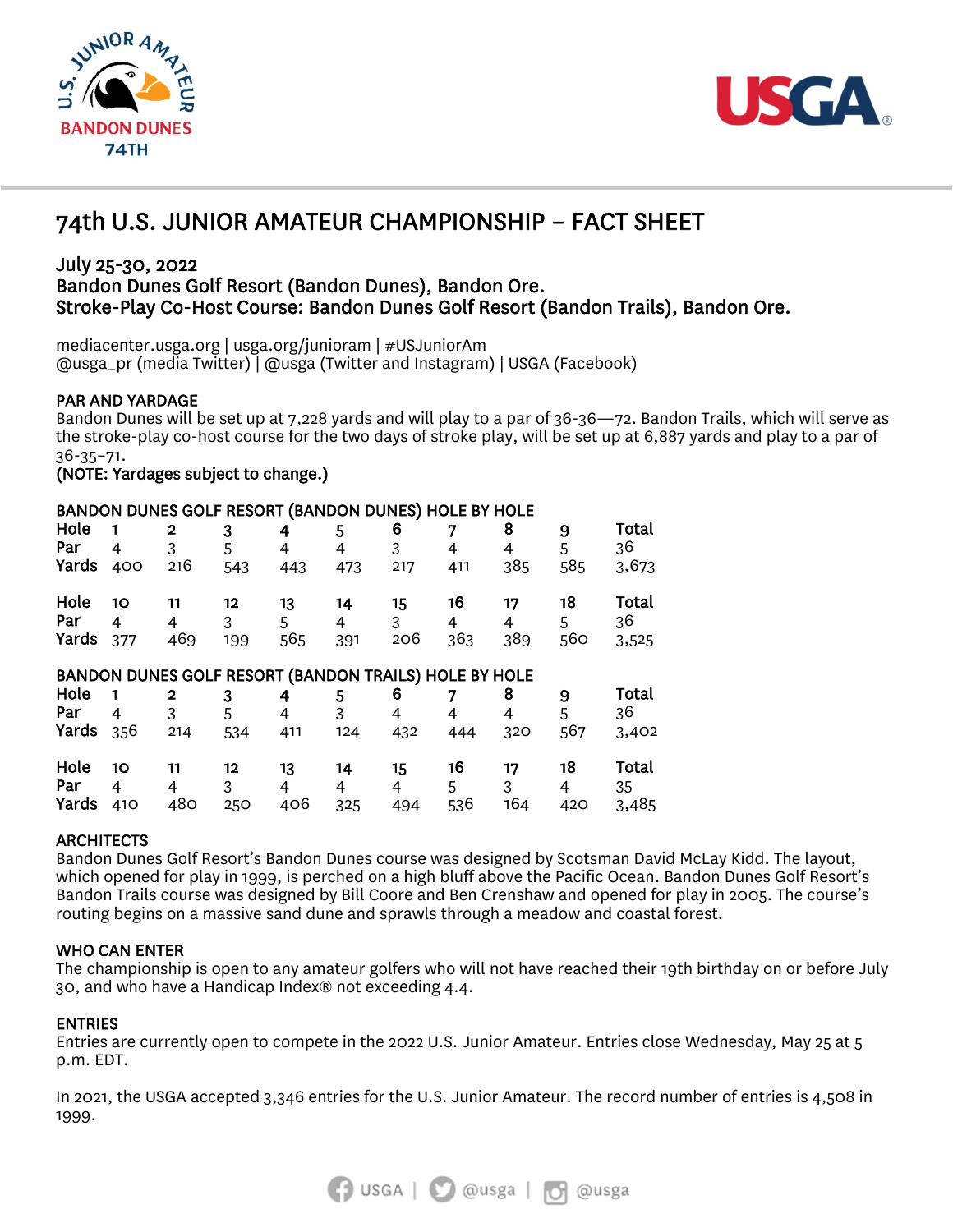# 74th U.S. JUNIOR AMATEUR CHAMPIONSHIP – FACT SHEET

**July 25-30, 2022**
**Bandon Dunes Golf Resort (Bandon Dunes), Bandon Ore.**
**Stroke-Play Co-Host Course: Bandon Dunes Golf Resort (Bandon Trails), Bandon Ore.**

mediacenter.usga.org | usga.org/junioram | #USJuniorAm
@usga_pr (media Twitter) | @usga (Twitter and Instagram) | USGA (Facebook)

## PAR AND YARDAGE

Bandon Dunes will be set up at 7,228 yards and will play to a par of 36-36—72. Bandon Trails, which will serve as the stroke-play co-host course for the two days of stroke play, will be set up at 6,887 yards and play to a par of 36-35–71.
**(NOTE: Yardages subject to change.)**

## BANDON DUNES GOLF RESORT (BANDON DUNES) HOLE BY HOLE

| Hole | 1 | 2 | 3 | 4 | 5 | 6 | 7 | 8 | 9 | Total |
|---|---|---|---|---|---|---|---|---|---|---|
| Par | 4 | 3 | 5 | 4 | 4 | 3 | 4 | 4 | 5 | 36 |
| Yards | 400 | 216 | 543 | 443 | 473 | 217 | 411 | 385 | 585 | 3,673 |

| Hole | 10 | 11 | 12 | 13 | 14 | 15 | 16 | 17 | 18 | Total |
|---|---|---|---|---|---|---|---|---|---|---|
| Par | 4 | 4 | 3 | 5 | 4 | 3 | 4 | 4 | 5 | 36 |
| Yards | 377 | 469 | 199 | 565 | 391 | 206 | 363 | 389 | 560 | 3,525 |

## BANDON DUNES GOLF RESORT (BANDON TRAILS) HOLE BY HOLE

| Hole | 1 | 2 | 3 | 4 | 5 | 6 | 7 | 8 | 9 | Total |
|---|---|---|---|---|---|---|---|---|---|---|
| Par | 4 | 3 | 5 | 4 | 3 | 4 | 4 | 4 | 5 | 36 |
| Yards | 356 | 214 | 534 | 411 | 124 | 432 | 444 | 320 | 567 | 3,402 |

| Hole | 10 | 11 | 12 | 13 | 14 | 15 | 16 | 17 | 18 | Total |
|---|---|---|---|---|---|---|---|---|---|---|
| Par | 4 | 4 | 3 | 4 | 4 | 4 | 5 | 3 | 4 | 35 |
| Yards | 410 | 480 | 250 | 406 | 325 | 494 | 536 | 164 | 420 | 3,485 |

## ARCHITECTS

Bandon Dunes Golf Resort's Bandon Dunes course was designed by Scotsman David McLay Kidd. The layout, which opened for play in 1999, is perched on a high bluff above the Pacific Ocean. Bandon Dunes Golf Resort's Bandon Trails course was designed by Bill Coore and Ben Crenshaw and opened for play in 2005. The course's routing begins on a massive sand dune and sprawls through a meadow and coastal forest.

## WHO CAN ENTER

The championship is open to any amateur golfers who will not have reached their 19th birthday on or before July 30, and who have a Handicap Index® not exceeding 4.4.

## ENTRIES

Entries are currently open to compete in the 2022 U.S. Junior Amateur. Entries close Wednesday, May 25 at 5 p.m. EDT.

In 2021, the USGA accepted 3,346 entries for the U.S. Junior Amateur. The record number of entries is 4,508 in 1999.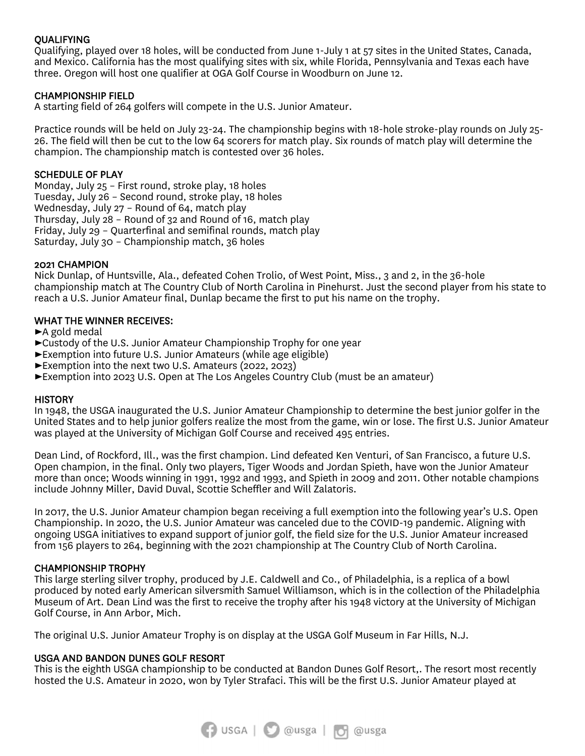## QUALIFYING

Qualifying, played over 18 holes, will be conducted from June 1-July 1 at 57 sites in the United States, Canada, and Mexico. California has the most qualifying sites with six, while Florida, Pennsylvania and Texas each have three. Oregon will host one qualifier at OGA Golf Course in Woodburn on June 12.

## CHAMPIONSHIP FIELD

A starting field of 264 golfers will compete in the U.S. Junior Amateur.

Practice rounds will be held on July 23-24. The championship begins with 18-hole stroke-play rounds on July 25-26. The field will then be cut to the low 64 scorers for match play. Six rounds of match play will determine the champion. The championship match is contested over 36 holes.

## SCHEDULE OF PLAY

Monday, July 25 – First round, stroke play, 18 holes
Tuesday, July 26 – Second round, stroke play, 18 holes
Wednesday, July 27 – Round of 64, match play
Thursday, July 28 – Round of 32 and Round of 16, match play
Friday, July 29 – Quarterfinal and semifinal rounds, match play
Saturday, July 30 – Championship match, 36 holes

## 2021 CHAMPION

Nick Dunlap, of Huntsville, Ala., defeated Cohen Trolio, of West Point, Miss., 3 and 2, in the 36-hole championship match at The Country Club of North Carolina in Pinehurst. Just the second player from his state to reach a U.S. Junior Amateur final, Dunlap became the first to put his name on the trophy.

## WHAT THE WINNER RECEIVES:

- ►A gold medal
- ►Custody of the U.S. Junior Amateur Championship Trophy for one year
- ►Exemption into future U.S. Junior Amateurs (while age eligible)
- ►Exemption into the next two U.S. Amateurs (2022, 2023)
- ►Exemption into 2023 U.S. Open at The Los Angeles Country Club (must be an amateur)

## HISTORY

In 1948, the USGA inaugurated the U.S. Junior Amateur Championship to determine the best junior golfer in the United States and to help junior golfers realize the most from the game, win or lose. The first U.S. Junior Amateur was played at the University of Michigan Golf Course and received 495 entries.

Dean Lind, of Rockford, Ill., was the first champion. Lind defeated Ken Venturi, of San Francisco, a future U.S. Open champion, in the final. Only two players, Tiger Woods and Jordan Spieth, have won the Junior Amateur more than once; Woods winning in 1991, 1992 and 1993, and Spieth in 2009 and 2011. Other notable champions include Johnny Miller, David Duval, Scottie Scheffler and Will Zalatoris.

In 2017, the U.S. Junior Amateur champion began receiving a full exemption into the following year's U.S. Open Championship. In 2020, the U.S. Junior Amateur was canceled due to the COVID-19 pandemic. Aligning with ongoing USGA initiatives to expand support of junior golf, the field size for the U.S. Junior Amateur increased from 156 players to 264, beginning with the 2021 championship at The Country Club of North Carolina.

## CHAMPIONSHIP TROPHY

This large sterling silver trophy, produced by J.E. Caldwell and Co., of Philadelphia, is a replica of a bowl produced by noted early American silversmith Samuel Williamson, which is in the collection of the Philadelphia Museum of Art. Dean Lind was the first to receive the trophy after his 1948 victory at the University of Michigan Golf Course, in Ann Arbor, Mich.

The original U.S. Junior Amateur Trophy is on display at the USGA Golf Museum in Far Hills, N.J.

## USGA AND BANDON DUNES GOLF RESORT

This is the eighth USGA championship to be conducted at Bandon Dunes Golf Resort,. The resort most recently hosted the U.S. Amateur in 2020, won by Tyler Strafaci. This will be the first U.S. Junior Amateur played at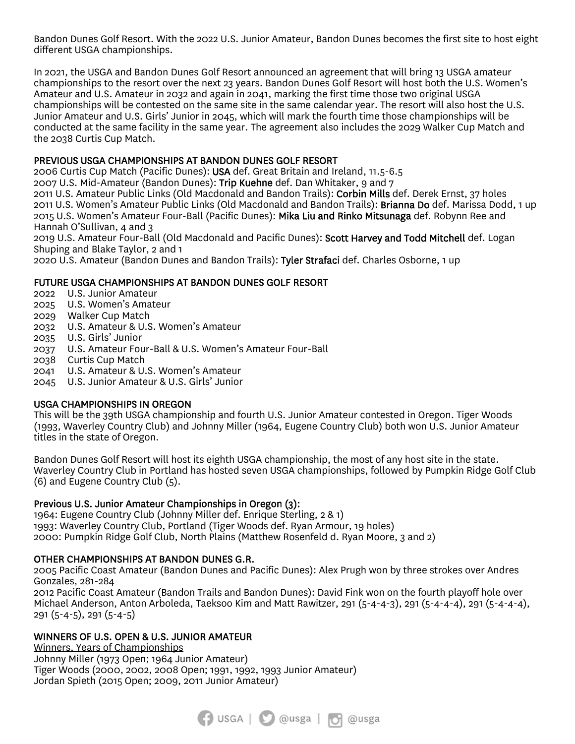Bandon Dunes Golf Resort. With the 2022 U.S. Junior Amateur, Bandon Dunes becomes the first site to host eight different USGA championships.

In 2021, the USGA and Bandon Dunes Golf Resort announced an agreement that will bring 13 USGA amateur championships to the resort over the next 23 years. Bandon Dunes Golf Resort will host both the U.S. Women's Amateur and U.S. Amateur in 2032 and again in 2041, marking the first time those two original USGA championships will be contested on the same site in the same calendar year. The resort will also host the U.S. Junior Amateur and U.S. Girls' Junior in 2045, which will mark the fourth time those championships will be conducted at the same facility in the same year. The agreement also includes the 2029 Walker Cup Match and the 2038 Curtis Cup Match.

## PREVIOUS USGA CHAMPIONSHIPS AT BANDON DUNES GOLF RESORT

2006 Curtis Cup Match (Pacific Dunes): **USA** def. Great Britain and Ireland, 11.5-6.5
2007 U.S. Mid-Amateur (Bandon Dunes): **Trip Kuehne** def. Dan Whitaker, 9 and 7
2011 U.S. Amateur Public Links (Old Macdonald and Bandon Trails): **Corbin Mills** def. Derek Ernst, 37 holes
2011 U.S. Women's Amateur Public Links (Old Macdonald and Bandon Trails): **Brianna Do** def. Marissa Dodd, 1 up
2015 U.S. Women's Amateur Four-Ball (Pacific Dunes): **Mika Liu and Rinko Mitsunaga** def. Robynn Ree and Hannah O'Sullivan, 4 and 3
2019 U.S. Amateur Four-Ball (Old Macdonald and Pacific Dunes): **Scott Harvey and Todd Mitchell** def. Logan Shuping and Blake Taylor, 2 and 1
2020 U.S. Amateur (Bandon Dunes and Bandon Trails): **Tyler Strafaci** def. Charles Osborne, 1 up

## FUTURE USGA CHAMPIONSHIPS AT BANDON DUNES GOLF RESORT

2022 U.S. Junior Amateur
2025 U.S. Women's Amateur
2029 Walker Cup Match
2032 U.S. Amateur & U.S. Women's Amateur
2035 U.S. Girls' Junior
2037 U.S. Amateur Four-Ball & U.S. Women's Amateur Four-Ball
2038 Curtis Cup Match
2041 U.S. Amateur & U.S. Women's Amateur
2045 U.S. Junior Amateur & U.S. Girls' Junior

## USGA CHAMPIONSHIPS IN OREGON

This will be the 39th USGA championship and fourth U.S. Junior Amateur contested in Oregon. Tiger Woods (1993, Waverley Country Club) and Johnny Miller (1964, Eugene Country Club) both won U.S. Junior Amateur titles in the state of Oregon.

Bandon Dunes Golf Resort will host its eighth USGA championship, the most of any host site in the state. Waverley Country Club in Portland has hosted seven USGA championships, followed by Pumpkin Ridge Golf Club (6) and Eugene Country Club (5).

### Previous U.S. Junior Amateur Championships in Oregon (3):

1964: Eugene Country Club (Johnny Miller def. Enrique Sterling, 2 & 1)
1993: Waverley Country Club, Portland (Tiger Woods def. Ryan Armour, 19 holes)
2000: Pumpkin Ridge Golf Club, North Plains (Matthew Rosenfeld d. Ryan Moore, 3 and 2)

## OTHER CHAMPIONSHIPS AT BANDON DUNES G.R.

2005 Pacific Coast Amateur (Bandon Dunes and Pacific Dunes): Alex Prugh won by three strokes over Andres Gonzales, 281-284
2012 Pacific Coast Amateur (Bandon Trails and Bandon Dunes): David Fink won on the fourth playoff hole over Michael Anderson, Anton Arboleda, Taeksoo Kim and Matt Rawitzer, 291 (5-4-4-3), 291 (5-4-4-4), 291 (5-4-4-4), 291 (5-4-5), 291 (5-4-5)

## WINNERS OF U.S. OPEN & U.S. JUNIOR AMATEUR

Winners, Years of Championships
Johnny Miller (1973 Open; 1964 Junior Amateur)
Tiger Woods (2000, 2002, 2008 Open; 1991, 1992, 1993 Junior Amateur)
Jordan Spieth (2015 Open; 2009, 2011 Junior Amateur)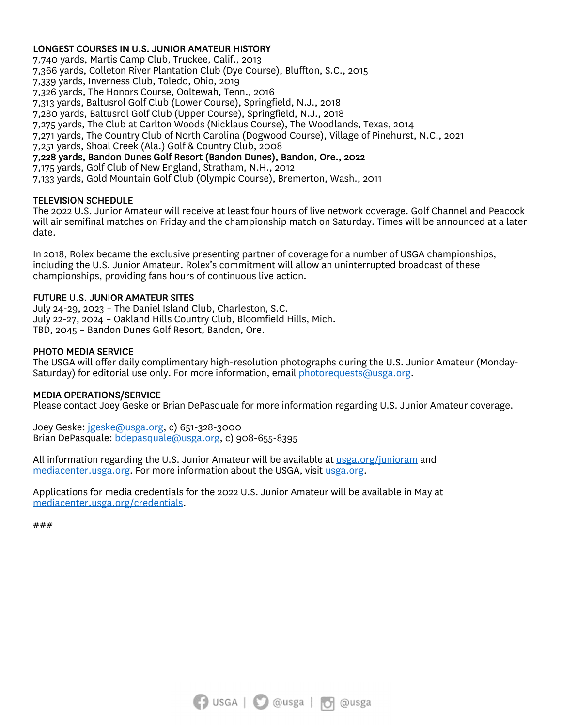## LONGEST COURSES IN U.S. JUNIOR AMATEUR HISTORY

7,740 yards, Martis Camp Club, Truckee, Calif., 2013
7,366 yards, Colleton River Plantation Club (Dye Course), Bluffton, S.C., 2015
7,339 yards, Inverness Club, Toledo, Ohio, 2019
7,326 yards, The Honors Course, Ooltewah, Tenn., 2016
7,313 yards, Baltusrol Golf Club (Lower Course), Springfield, N.J., 2018
7,280 yards, Baltusrol Golf Club (Upper Course), Springfield, N.J., 2018
7,275 yards, The Club at Carlton Woods (Nicklaus Course), The Woodlands, Texas, 2014
7,271 yards, The Country Club of North Carolina (Dogwood Course), Village of Pinehurst, N.C., 2021
7,251 yards, Shoal Creek (Ala.) Golf & Country Club, 2008
**7,228 yards, Bandon Dunes Golf Resort (Bandon Dunes), Bandon, Ore., 2022**
7,175 yards, Golf Club of New England, Stratham, N.H., 2012
7,133 yards, Gold Mountain Golf Club (Olympic Course), Bremerton, Wash., 2011

## TELEVISION SCHEDULE

The 2022 U.S. Junior Amateur will receive at least four hours of live network coverage. Golf Channel and Peacock will air semifinal matches on Friday and the championship match on Saturday. Times will be announced at a later date.

In 2018, Rolex became the exclusive presenting partner of coverage for a number of USGA championships, including the U.S. Junior Amateur. Rolex's commitment will allow an uninterrupted broadcast of these championships, providing fans hours of continuous live action.

## FUTURE U.S. JUNIOR AMATEUR SITES

July 24-29, 2023 – The Daniel Island Club, Charleston, S.C.
July 22-27, 2024 – Oakland Hills Country Club, Bloomfield Hills, Mich.
TBD, 2045 – Bandon Dunes Golf Resort, Bandon, Ore.

## PHOTO MEDIA SERVICE

The USGA will offer daily complimentary high-resolution photographs during the U.S. Junior Amateur (Monday-Saturday) for editorial use only. For more information, email photorequests@usga.org.

## MEDIA OPERATIONS/SERVICE

Please contact Joey Geske or Brian DePasquale for more information regarding U.S. Junior Amateur coverage.

Joey Geske: jgeske@usga.org, c) 651-328-3000
Brian DePasquale: bdepasquale@usga.org, c) 908-655-8395

All information regarding the U.S. Junior Amateur will be available at usga.org/junioram and mediacenter.usga.org. For more information about the USGA, visit usga.org.

Applications for media credentials for the 2022 U.S. Junior Amateur will be available in May at mediacenter.usga.org/credentials.

###

USGA | @usga | @usga